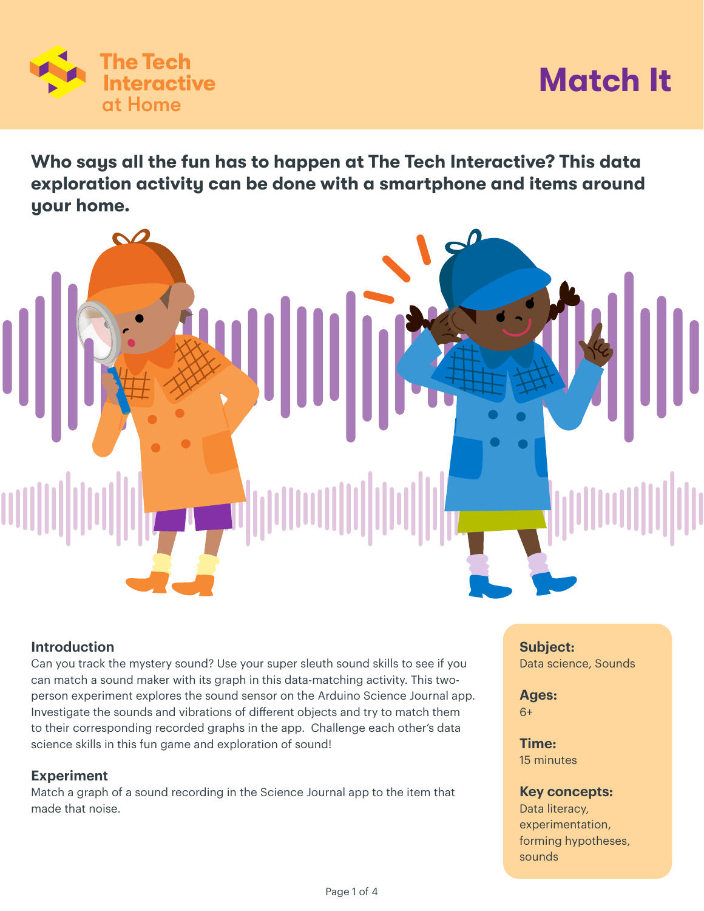The Tech Interactive at Home

# Match It

**Who says all the fun has to happen at The Tech Interactive? This data exploration activity can be done with a smartphone and items around your home.**

### Introduction

Can you track the mystery sound? Use your super sleuth sound skills to see if you can match a sound maker with its graph in this data-matching activity. This two-person experiment explores the sound sensor on the Arduino Science Journal app. Investigate the sounds and vibrations of different objects and try to match them to their corresponding recorded graphs in the app. Challenge each other's data science skills in this fun game and exploration of sound!

### Experiment

Match a graph of a sound recording in the Science Journal app to the item that made that noise.

**Subject:**
Data science, Sounds

**Ages:**
6+

**Time:**
15 minutes

**Key concepts:**
Data literacy, experimentation, forming hypotheses, sounds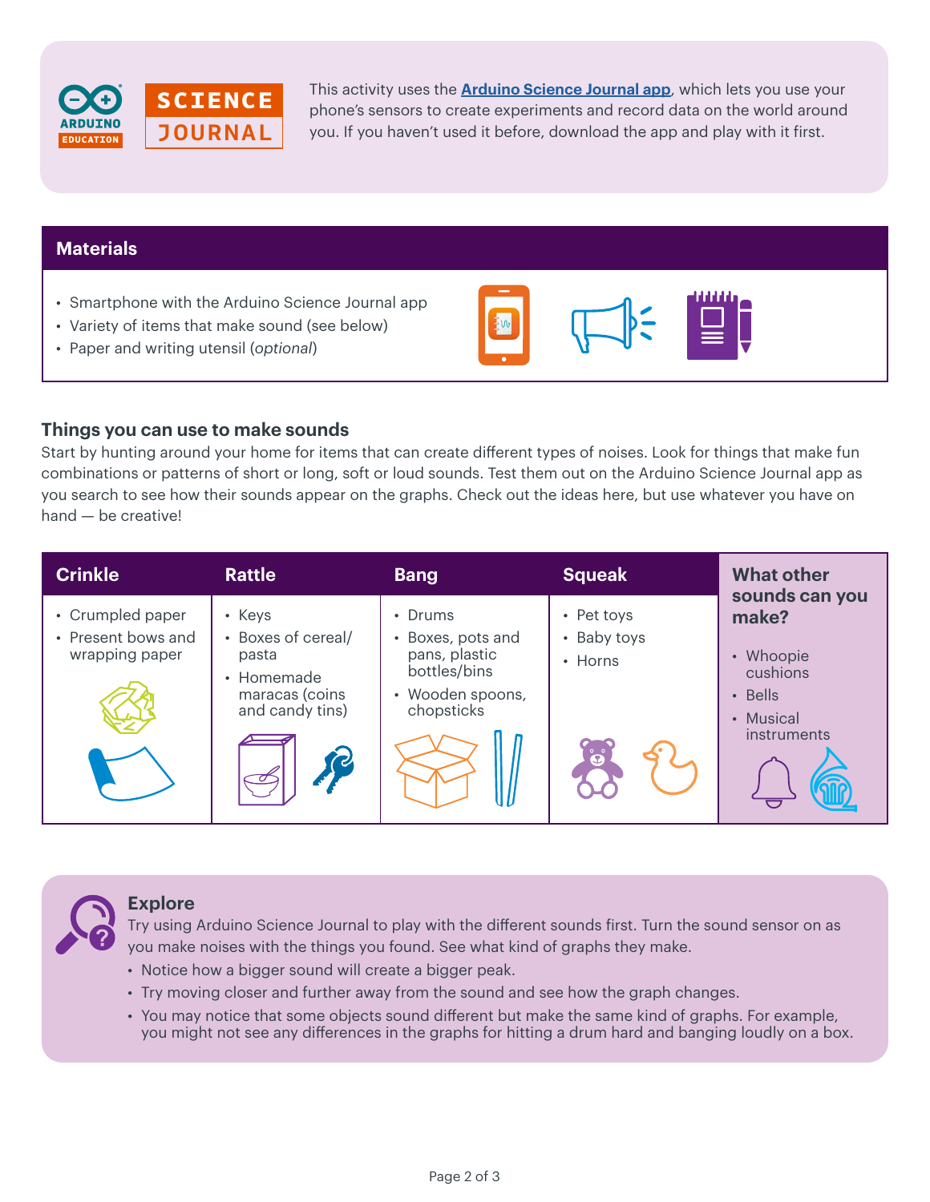This activity uses the **Arduino Science Journal app**, which lets you use your phone's sensors to create experiments and record data on the world around you. If you haven't used it before, download the app and play with it first.

## Materials

- Smartphone with the Arduino Science Journal app
- Variety of items that make sound (see below)
- Paper and writing utensil (*optional*)

### Things you can use to make sounds

Start by hunting around your home for items that can create different types of noises. Look for things that make fun combinations or patterns of short or long, soft or loud sounds. Test them out on the Arduino Science Journal app as you search to see how their sounds appear on the graphs. Check out the ideas here, but use whatever you have on hand — be creative!

| Crinkle | Rattle | Bang | Squeak | What other sounds can you make? |
|---|---|---|---|---|
| • Crumpled paper<br>• Present bows and wrapping paper | • Keys<br>• Boxes of cereal/pasta<br>• Homemade maracas (coins and candy tins) | • Drums<br>• Boxes, pots and pans, plastic bottles/bins<br>• Wooden spoons, chopsticks | • Pet toys<br>• Baby toys<br>• Horns | • Whoopie cushions<br>• Bells<br>• Musical instruments |

### Explore

Try using Arduino Science Journal to play with the different sounds first. Turn the sound sensor on as you make noises with the things you found. See what kind of graphs they make.

- Notice how a bigger sound will create a bigger peak.
- Try moving closer and further away from the sound and see how the graph changes.
- You may notice that some objects sound different but make the same kind of graphs. For example, you might not see any differences in the graphs for hitting a drum hard and banging loudly on a box.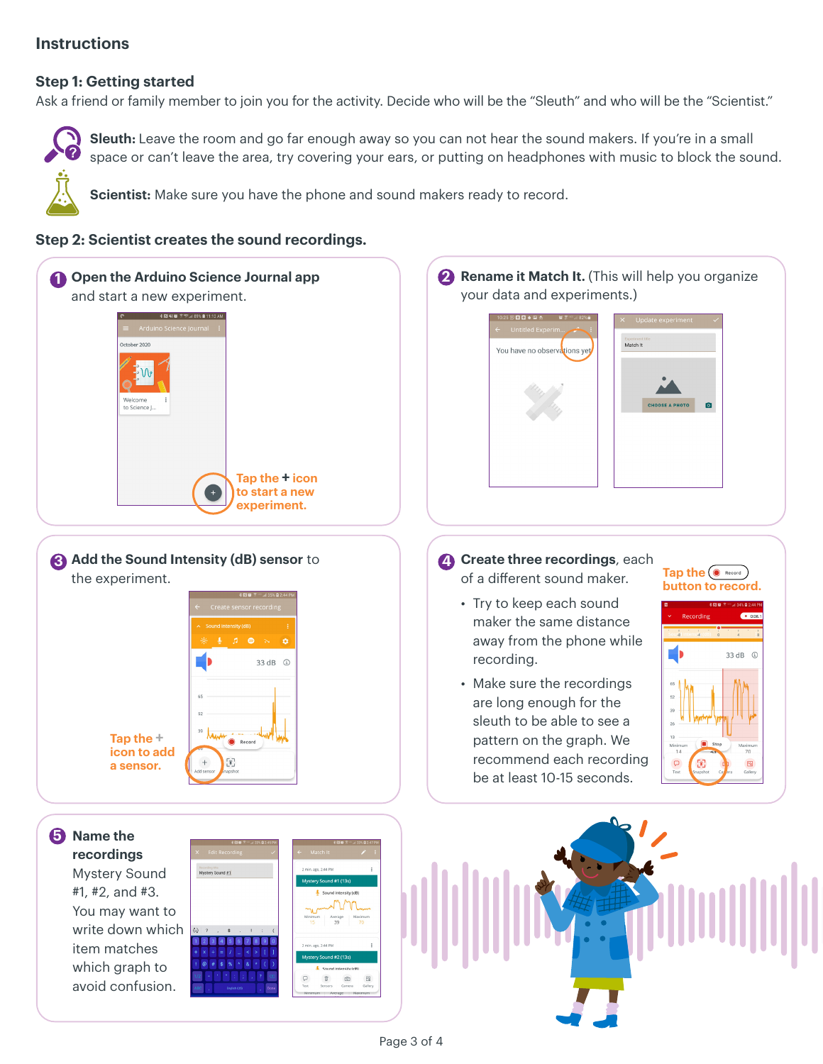## Instructions

### Step 1: Getting started

Ask a friend or family member to join you for the activity. Decide who will be the "Sleuth" and who will be the "Scientist."

**Sleuth:** Leave the room and go far enough away so you can not hear the sound makers. If you're in a small space or can't leave the area, try covering your ears, or putting on headphones with music to block the sound.

**Scientist:** Make sure you have the phone and sound makers ready to record.

### Step 2: Scientist creates the sound recordings.

1. **Open the Arduino Science Journal app** and start a new experiment.

   Tap the + icon to start a new experiment.

2. **Rename it Match It.** (This will help you organize your data and experiments.)

3. **Add the Sound Intensity (dB) sensor** to the experiment.

   Tap the + icon to add a sensor.

4. **Create three recordings**, each of a different sound maker.

   Tap the Record button to record.

   - Try to keep each sound maker the same distance away from the phone while recording.
   - Make sure the recordings are long enough for the sleuth to be able to see a pattern on the graph. We recommend each recording be at least 10-15 seconds.

5. **Name the recordings** Mystery Sound #1, #2, and #3. You may want to write down which item matches which graph to avoid confusion.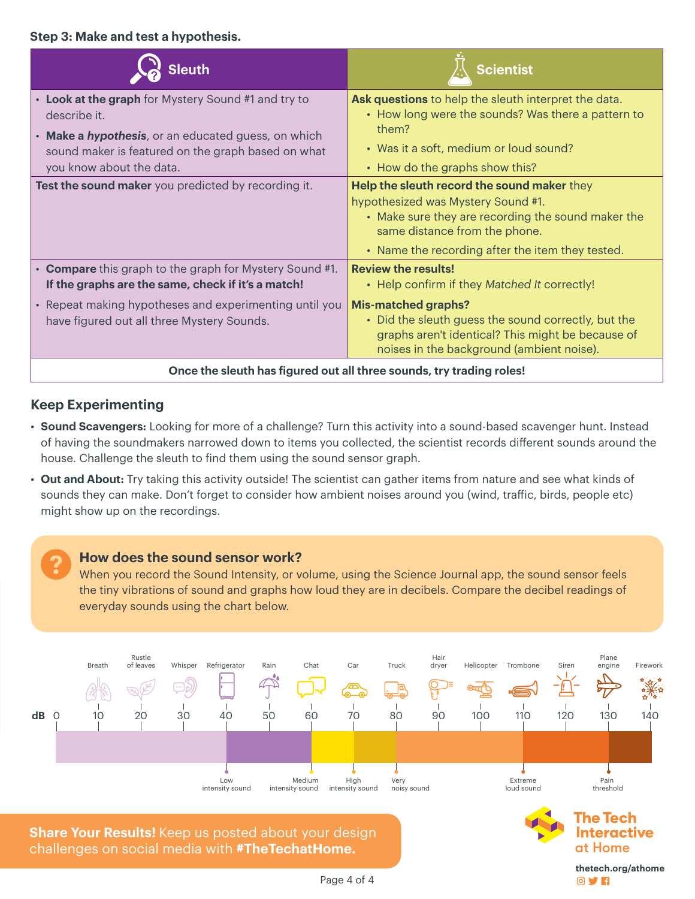**Step 3: Make and test a hypothesis.**

| Sleuth | Scientist |
|---|---|
| • **Look at the graph** for Mystery Sound #1 and try to describe it.<br>• **Make a *hypothesis***, or an educated guess, on which sound maker is featured on the graph based on what you know about the data. | **Ask questions** to help the sleuth interpret the data.<br>• How long were the sounds? Was there a pattern to them?<br>• Was it a soft, medium or loud sound?<br>• How do the graphs show this? |
| **Test the sound maker** you predicted by recording it. | **Help the sleuth record the sound maker** they hypothesized was Mystery Sound #1.<br>• Make sure they are recording the sound maker the same distance from the phone.<br>• Name the recording after the item they tested. |
| • **Compare** this graph to the graph for Mystery Sound #1. **If the graphs are the same, check if it's a match!**<br>• Repeat making hypotheses and experimenting until you have figured out all three Mystery Sounds. | **Review the results!**<br>• Help confirm if they *Matched It* correctly!<br>**Mis-matched graphs?**<br>• Did the sleuth guess the sound correctly, but the graphs aren't identical? This might be because of noises in the background (ambient noise). |
| **Once the sleuth has figured out all three sounds, try trading roles!** | |

## Keep Experimenting

- **Sound Scavengers:** Looking for more of a challenge? Turn this activity into a sound-based scavenger hunt. Instead of having the soundmakers narrowed down to items you collected, the scientist records different sounds around the house. Challenge the sleuth to find them using the sound sensor graph.
- **Out and About:** Try taking this activity outside! The scientist can gather items from nature and see what kinds of sounds they can make. Don't forget to consider how ambient noises around you (wind, traffic, birds, people etc) might show up on the recordings.

### How does the sound sensor work?

When you record the Sound Intensity, or volume, using the Science Journal app, the sound sensor feels the tiny vibrations of sound and graphs how loud they are in decibels. Compare the decibel readings of everyday sounds using the chart below.

Breath, Rustle of leaves, Whisper, Refrigerator, Rain, Chat, Car, Truck, Hair dryer, Helicopter, Trombone, Siren, Plane engine, Firework

dB 0 10 20 30 40 50 60 70 80 90 100 110 120 130 140

Low intensity sound, Medium intensity sound, High intensity sound, Very noisy sound, Extreme loud sound, Pain threshold

**Share Your Results!** Keep us posted about your design challenges on social media with **#TheTechatHome.**

The Tech Interactive at Home

thetech.org/athome